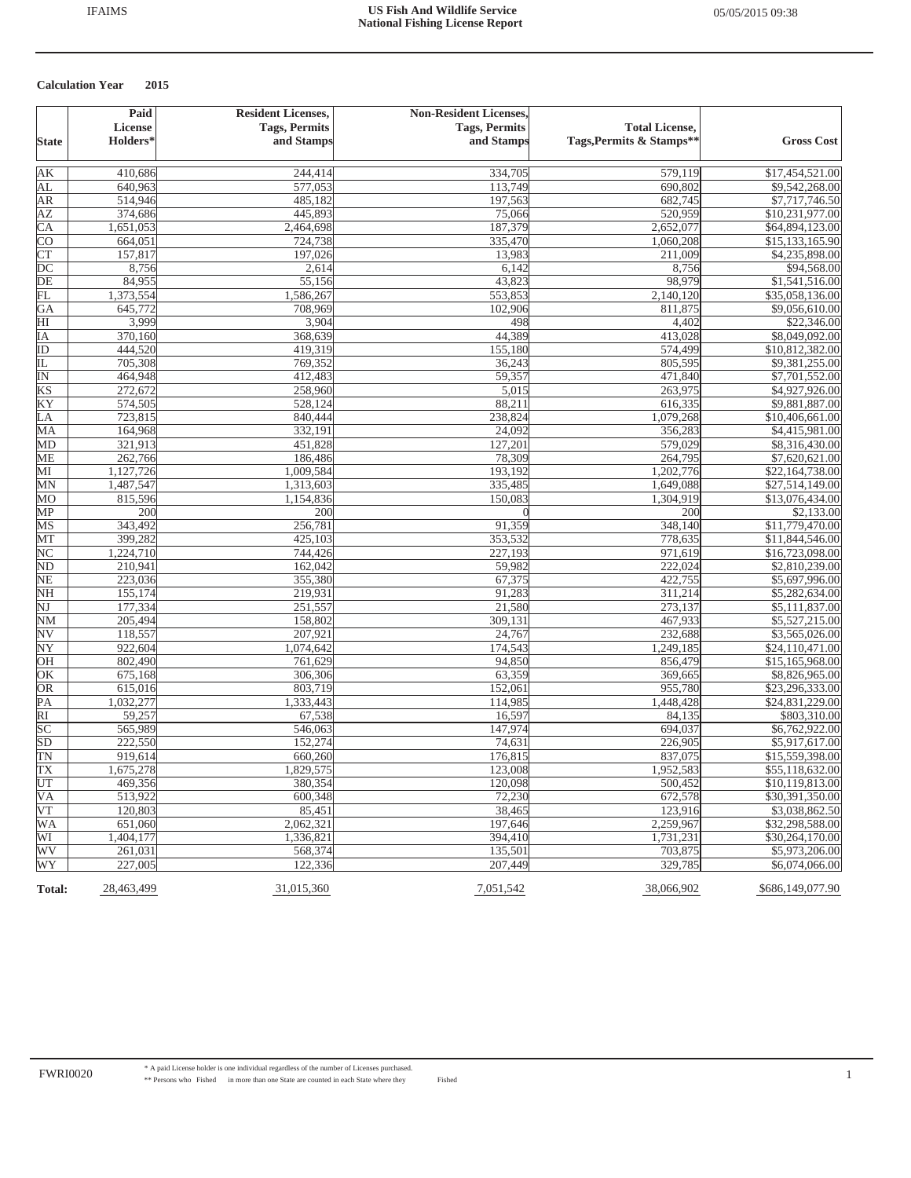**US Fish And Wildlife Service**
**National Fishing License Report**

IFAIMS

05/05/2015 09:38

**Calculation Year 2015**

| State | Paid License Holders* | Resident Licenses, Tags, Permits and Stamps | Non-Resident Licenses, Tags, Permits and Stamps | Total License, Tags,Permits & Stamps** | Gross Cost |
|---|---|---|---|---|---|
| AK | 410,686 | 244,414 | 334,705 | 579,119 | $17,454,521.00 |
| AL | 640,963 | 577,053 | 113,749 | 690,802 | $9,542,268.00 |
| AR | 514,946 | 485,182 | 197,563 | 682,745 | $7,717,746.50 |
| AZ | 374,686 | 445,893 | 75,066 | 520,959 | $10,231,977.00 |
| CA | 1,651,053 | 2,464,698 | 187,379 | 2,652,077 | $64,894,123.00 |
| CO | 664,051 | 724,738 | 335,470 | 1,060,208 | $15,133,165.90 |
| CT | 157,817 | 197,026 | 13,983 | 211,009 | $4,235,898.00 |
| DC | 8,756 | 2,614 | 6,142 | 8,756 | $94,568.00 |
| DE | 84,955 | 55,156 | 43,823 | 98,979 | $1,541,516.00 |
| FL | 1,373,554 | 1,586,267 | 553,853 | 2,140,120 | $35,058,136.00 |
| GA | 645,772 | 708,969 | 102,906 | 811,875 | $9,056,610.00 |
| HI | 3,999 | 3,904 | 498 | 4,402 | $22,346.00 |
| IA | 370,160 | 368,639 | 44,389 | 413,028 | $8,049,092.00 |
| ID | 444,520 | 419,319 | 155,180 | 574,499 | $10,812,382.00 |
| IL | 705,308 | 769,352 | 36,243 | 805,595 | $9,381,255.00 |
| IN | 464,948 | 412,483 | 59,357 | 471,840 | $7,701,552.00 |
| KS | 272,672 | 258,960 | 5,015 | 263,975 | $4,927,926.00 |
| KY | 574,505 | 528,124 | 88,211 | 616,335 | $9,881,887.00 |
| LA | 723,815 | 840,444 | 238,824 | 1,079,268 | $10,406,661.00 |
| MA | 164,968 | 332,191 | 24,092 | 356,283 | $4,415,981.00 |
| MD | 321,913 | 451,828 | 127,201 | 579,029 | $8,316,430.00 |
| ME | 262,766 | 186,486 | 78,309 | 264,795 | $7,620,621.00 |
| MI | 1,127,726 | 1,009,584 | 193,192 | 1,202,776 | $22,164,738.00 |
| MN | 1,487,547 | 1,313,603 | 335,485 | 1,649,088 | $27,514,149.00 |
| MO | 815,596 | 1,154,836 | 150,083 | 1,304,919 | $13,076,434.00 |
| MP | 200 | 200 | 0 | 200 | $2,133.00 |
| MS | 343,492 | 256,781 | 91,359 | 348,140 | $11,779,470.00 |
| MT | 399,282 | 425,103 | 353,532 | 778,635 | $11,844,546.00 |
| NC | 1,224,710 | 744,426 | 227,193 | 971,619 | $16,723,098.00 |
| ND | 210,941 | 162,042 | 59,982 | 222,024 | $2,810,239.00 |
| NE | 223,036 | 355,380 | 67,375 | 422,755 | $5,697,996.00 |
| NH | 155,174 | 219,931 | 91,283 | 311,214 | $5,282,634.00 |
| NJ | 177,334 | 251,557 | 21,580 | 273,137 | $5,111,837.00 |
| NM | 205,494 | 158,802 | 309,131 | 467,933 | $5,527,215.00 |
| NV | 118,557 | 207,921 | 24,767 | 232,688 | $3,565,026.00 |
| NY | 922,604 | 1,074,642 | 174,543 | 1,249,185 | $24,110,471.00 |
| OH | 802,490 | 761,629 | 94,850 | 856,479 | $15,165,968.00 |
| OK | 675,168 | 306,306 | 63,359 | 369,665 | $8,826,965.00 |
| OR | 615,016 | 803,719 | 152,061 | 955,780 | $23,296,333.00 |
| PA | 1,032,277 | 1,333,443 | 114,985 | 1,448,428 | $24,831,229.00 |
| RI | 59,257 | 67,538 | 16,597 | 84,135 | $803,310.00 |
| SC | 565,989 | 546,063 | 147,974 | 694,037 | $6,762,922.00 |
| SD | 222,550 | 152,274 | 74,631 | 226,905 | $5,917,617.00 |
| TN | 919,614 | 660,260 | 176,815 | 837,075 | $15,559,398.00 |
| TX | 1,675,278 | 1,829,575 | 123,008 | 1,952,583 | $55,118,632.00 |
| UT | 469,356 | 380,354 | 120,098 | 500,452 | $10,119,813.00 |
| VA | 513,922 | 600,348 | 72,230 | 672,578 | $30,391,350.00 |
| VT | 120,803 | 85,451 | 38,465 | 123,916 | $3,038,862.50 |
| WA | 651,060 | 2,062,321 | 197,646 | 2,259,967 | $32,298,588.00 |
| WI | 1,404,177 | 1,336,821 | 394,410 | 1,731,231 | $30,264,170.00 |
| WV | 261,031 | 568,374 | 135,501 | 703,875 | $5,973,206.00 |
| WY | 227,005 | 122,336 | 207,449 | 329,785 | $6,074,066.00 |
| **Total:** | 28,463,499 | 31,015,360 | 7,051,542 | 38,066,902 | $686,149,077.90 |

FWRI0020

\* A paid License holder is one individual regardless of the number of Licenses purchased.
\*\* Persons who Fished in more than one State are counted in each State where they Fished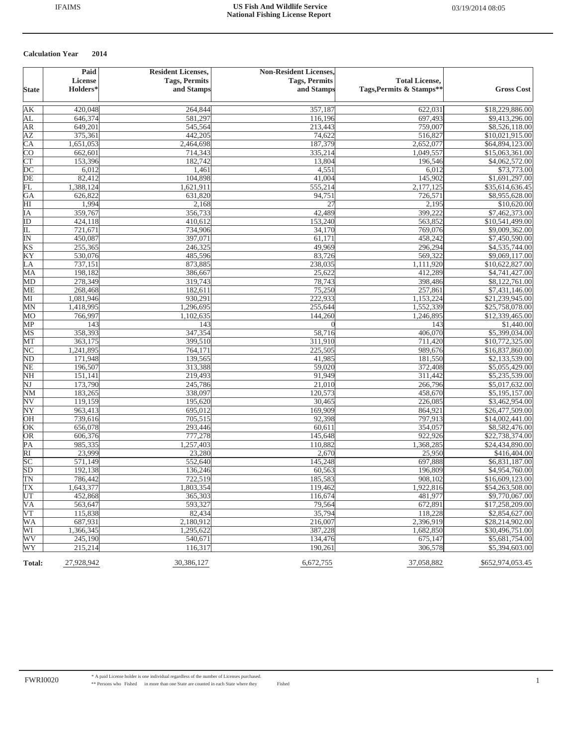**Calculation Year 2014**

| State | Paid License Holders* | Resident Licenses, Tags, Permits and Stamps | Non-Resident Licenses, Tags, Permits and Stamps | Total License, Tags,Permits & Stamps** | Gross Cost |
|---|---|---|---|---|---|
| AK | 420,048 | 264,844 | 357,187 | 622,031 | $18,229,886.00 |
| AL | 646,374 | 581,297 | 116,196 | 697,493 | $9,413,296.00 |
| AR | 649,201 | 545,564 | 213,443 | 759,007 | $8,526,118.00 |
| AZ | 375,361 | 442,205 | 74,622 | 516,827 | $10,021,915.00 |
| CA | 1,651,053 | 2,464,698 | 187,379 | 2,652,077 | $64,894,123.00 |
| CO | 662,601 | 714,343 | 335,214 | 1,049,557 | $15,063,361.00 |
| CT | 153,396 | 182,742 | 13,804 | 196,546 | $4,062,572.00 |
| DC | 6,012 | 1,461 | 4,551 | 6,012 | $73,773.00 |
| DE | 82,412 | 104,898 | 41,004 | 145,902 | $1,691,297.00 |
| FL | 1,388,124 | 1,621,911 | 555,214 | 2,177,125 | $35,614,636.45 |
| GA | 626,822 | 631,820 | 94,751 | 726,571 | $8,955,628.00 |
| HI | 1,994 | 2,168 | 27 | 2,195 | $10,620.00 |
| IA | 359,767 | 356,733 | 42,489 | 399,222 | $7,462,373.00 |
| ID | 424,118 | 410,612 | 153,240 | 563,852 | $10,541,499.00 |
| IL | 721,671 | 734,906 | 34,170 | 769,076 | $9,009,362.00 |
| IN | 450,087 | 397,071 | 61,171 | 458,242 | $7,450,590.00 |
| KS | 255,365 | 246,325 | 49,969 | 296,294 | $4,535,744.00 |
| KY | 530,076 | 485,596 | 83,726 | 569,322 | $9,069,117.00 |
| LA | 737,151 | 873,885 | 238,035 | 1,111,920 | $10,622,827.00 |
| MA | 198,182 | 386,667 | 25,622 | 412,289 | $4,741,427.00 |
| MD | 278,349 | 319,743 | 78,743 | 398,486 | $8,122,761.00 |
| ME | 268,468 | 182,611 | 75,250 | 257,861 | $7,431,146.00 |
| MI | 1,081,946 | 930,291 | 222,933 | 1,153,224 | $21,239,945.00 |
| MN | 1,418,995 | 1,296,695 | 255,644 | 1,552,339 | $25,758,078.00 |
| MO | 766,997 | 1,102,635 | 144,260 | 1,246,895 | $12,339,465.00 |
| MP | 143 | 143 | 0 | 143 | $1,440.00 |
| MS | 358,393 | 347,354 | 58,716 | 406,070 | $5,399,034.00 |
| MT | 363,175 | 399,510 | 311,910 | 711,420 | $10,772,325.00 |
| NC | 1,241,895 | 764,171 | 225,505 | 989,676 | $16,837,860.00 |
| ND | 171,948 | 139,565 | 41,985 | 181,550 | $2,133,539.00 |
| NE | 196,507 | 313,388 | 59,020 | 372,408 | $5,055,429.00 |
| NH | 151,141 | 219,493 | 91,949 | 311,442 | $5,235,539.00 |
| NJ | 173,790 | 245,786 | 21,010 | 266,796 | $5,017,632.00 |
| NM | 183,265 | 338,097 | 120,573 | 458,670 | $5,195,157.00 |
| NV | 119,159 | 195,620 | 30,465 | 226,085 | $3,462,954.00 |
| NY | 963,413 | 695,012 | 169,909 | 864,921 | $26,477,509.00 |
| OH | 739,616 | 705,515 | 92,398 | 797,913 | $14,002,441.00 |
| OK | 656,078 | 293,446 | 60,611 | 354,057 | $8,582,476.00 |
| OR | 606,376 | 777,278 | 145,648 | 922,926 | $22,738,374.00 |
| PA | 985,335 | 1,257,403 | 110,882 | 1,368,285 | $24,434,890.00 |
| RI | 23,999 | 23,280 | 2,670 | 25,950 | $416,404.00 |
| SC | 571,149 | 552,640 | 145,248 | 697,888 | $6,831,187.00 |
| SD | 192,138 | 136,246 | 60,563 | 196,809 | $4,954,760.00 |
| TN | 786,442 | 722,519 | 185,583 | 908,102 | $16,609,123.00 |
| TX | 1,643,377 | 1,803,354 | 119,462 | 1,922,816 | $54,263,508.00 |
| UT | 452,868 | 365,303 | 116,674 | 481,977 | $9,770,067.00 |
| VA | 563,647 | 593,327 | 79,564 | 672,891 | $17,258,209.00 |
| VT | 115,838 | 82,434 | 35,794 | 118,228 | $2,854,627.00 |
| WA | 687,931 | 2,180,912 | 216,007 | 2,396,919 | $28,214,902.00 |
| WI | 1,366,345 | 1,295,622 | 387,228 | 1,682,850 | $30,496,751.00 |
| WV | 245,190 | 540,671 | 134,476 | 675,147 | $5,681,754.00 |
| WY | 215,214 | 116,317 | 190,261 | 306,578 | $5,394,603.00 |
| **Total:** | 27,928,942 | 30,386,127 | 6,672,755 | 37,058,882 | $652,974,053.45 |

\* A paid License holder is one individual regardless of the number of Licenses purchased.

\*\* Persons who Fished in more than one State are counted in each State where they Fished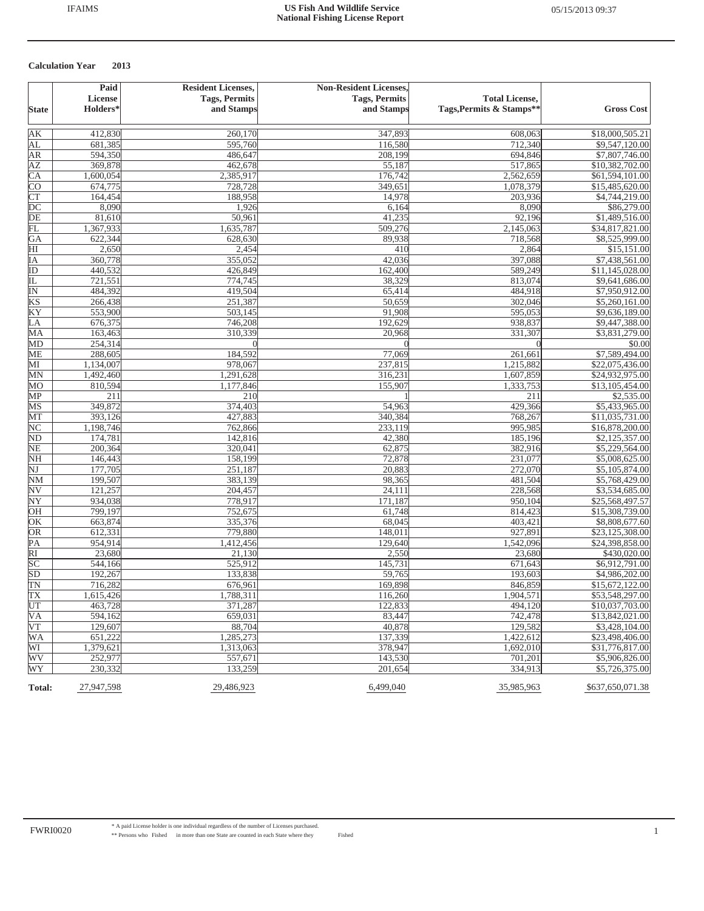# US Fish And Wildlife Service
## National Fishing License Report

**Calculation Year 2013**

| State | Paid License Holders* | Resident Licenses, Tags, Permits and Stamps | Non-Resident Licenses, Tags, Permits and Stamps | Total License, Tags,Permits & Stamps** | Gross Cost |
|---|---|---|---|---|---|
| AK | 412,830 | 260,170 | 347,893 | 608,063 | $18,000,505.21 |
| AL | 681,385 | 595,760 | 116,580 | 712,340 | $9,547,120.00 |
| AR | 594,350 | 486,647 | 208,199 | 694,846 | $7,807,746.00 |
| AZ | 369,878 | 462,678 | 55,187 | 517,865 | $10,382,702.00 |
| CA | 1,600,054 | 2,385,917 | 176,742 | 2,562,659 | $61,594,101.00 |
| CO | 674,775 | 728,728 | 349,651 | 1,078,379 | $15,485,620.00 |
| CT | 164,454 | 188,958 | 14,978 | 203,936 | $4,744,219.00 |
| DC | 8,090 | 1,926 | 6,164 | 8,090 | $86,279.00 |
| DE | 81,610 | 50,961 | 41,235 | 92,196 | $1,489,516.00 |
| FL | 1,367,933 | 1,635,787 | 509,276 | 2,145,063 | $34,817,821.00 |
| GA | 622,344 | 628,630 | 89,938 | 718,568 | $8,525,999.00 |
| HI | 2,650 | 2,454 | 410 | 2,864 | $15,151.00 |
| IA | 360,778 | 355,052 | 42,036 | 397,088 | $7,438,561.00 |
| ID | 440,532 | 426,849 | 162,400 | 589,249 | $11,145,028.00 |
| IL | 721,551 | 774,745 | 38,329 | 813,074 | $9,641,686.00 |
| IN | 484,392 | 419,504 | 65,414 | 484,918 | $7,950,912.00 |
| KS | 266,438 | 251,387 | 50,659 | 302,046 | $5,260,161.00 |
| KY | 553,900 | 503,145 | 91,908 | 595,053 | $9,636,189.00 |
| LA | 676,375 | 746,208 | 192,629 | 938,837 | $9,447,388.00 |
| MA | 163,463 | 310,339 | 20,968 | 331,307 | $3,831,279.00 |
| MD | 254,314 | 0 | 0 | 0 | $0.00 |
| ME | 288,605 | 184,592 | 77,069 | 261,661 | $7,589,494.00 |
| MI | 1,134,007 | 978,067 | 237,815 | 1,215,882 | $22,075,436.00 |
| MN | 1,492,460 | 1,291,628 | 316,231 | 1,607,859 | $24,932,975.00 |
| MO | 810,594 | 1,177,846 | 155,907 | 1,333,753 | $13,105,454.00 |
| MP | 211 | 210 | 1 | 211 | $2,535.00 |
| MS | 349,872 | 374,403 | 54,963 | 429,366 | $5,433,965.00 |
| MT | 393,126 | 427,883 | 340,384 | 768,267 | $11,035,731.00 |
| NC | 1,198,746 | 762,866 | 233,119 | 995,985 | $16,878,200.00 |
| ND | 174,781 | 142,816 | 42,380 | 185,196 | $2,125,357.00 |
| NE | 200,364 | 320,041 | 62,875 | 382,916 | $5,229,564.00 |
| NH | 146,443 | 158,199 | 72,878 | 231,077 | $5,008,625.00 |
| NJ | 177,705 | 251,187 | 20,883 | 272,070 | $5,105,874.00 |
| NM | 199,507 | 383,139 | 98,365 | 481,504 | $5,768,429.00 |
| NV | 121,257 | 204,457 | 24,111 | 228,568 | $3,534,685.00 |
| NY | 934,038 | 778,917 | 171,187 | 950,104 | $25,568,497.57 |
| OH | 799,197 | 752,675 | 61,748 | 814,423 | $15,308,739.00 |
| OK | 663,874 | 335,376 | 68,045 | 403,421 | $8,808,677.60 |
| OR | 612,331 | 779,880 | 148,011 | 927,891 | $23,125,308.00 |
| PA | 954,914 | 1,412,456 | 129,640 | 1,542,096 | $24,398,858.00 |
| RI | 23,680 | 21,130 | 2,550 | 23,680 | $430,020.00 |
| SC | 544,166 | 525,912 | 145,731 | 671,643 | $6,912,791.00 |
| SD | 192,267 | 133,838 | 59,765 | 193,603 | $4,986,202.00 |
| TN | 716,282 | 676,961 | 169,898 | 846,859 | $15,672,122.00 |
| TX | 1,615,426 | 1,788,311 | 116,260 | 1,904,571 | $53,548,297.00 |
| UT | 463,728 | 371,287 | 122,833 | 494,120 | $10,037,703.00 |
| VA | 594,162 | 659,031 | 83,447 | 742,478 | $13,842,021.00 |
| VT | 129,607 | 88,704 | 40,878 | 129,582 | $3,428,104.00 |
| WA | 651,222 | 1,285,273 | 137,339 | 1,422,612 | $23,498,406.00 |
| WI | 1,379,621 | 1,313,063 | 378,947 | 1,692,010 | $31,776,817.00 |
| WV | 252,977 | 557,671 | 143,530 | 701,201 | $5,906,826.00 |
| WY | 230,332 | 133,259 | 201,654 | 334,913 | $5,726,375.00 |
| **Total:** | 27,947,598 | 29,486,923 | 6,499,040 | 35,985,963 | $637,650,071.38 |

\* A paid License holder is one individual regardless of the number of Licenses purchased.

\*\* Persons who Fished in more than one State are counted in each State where they Fished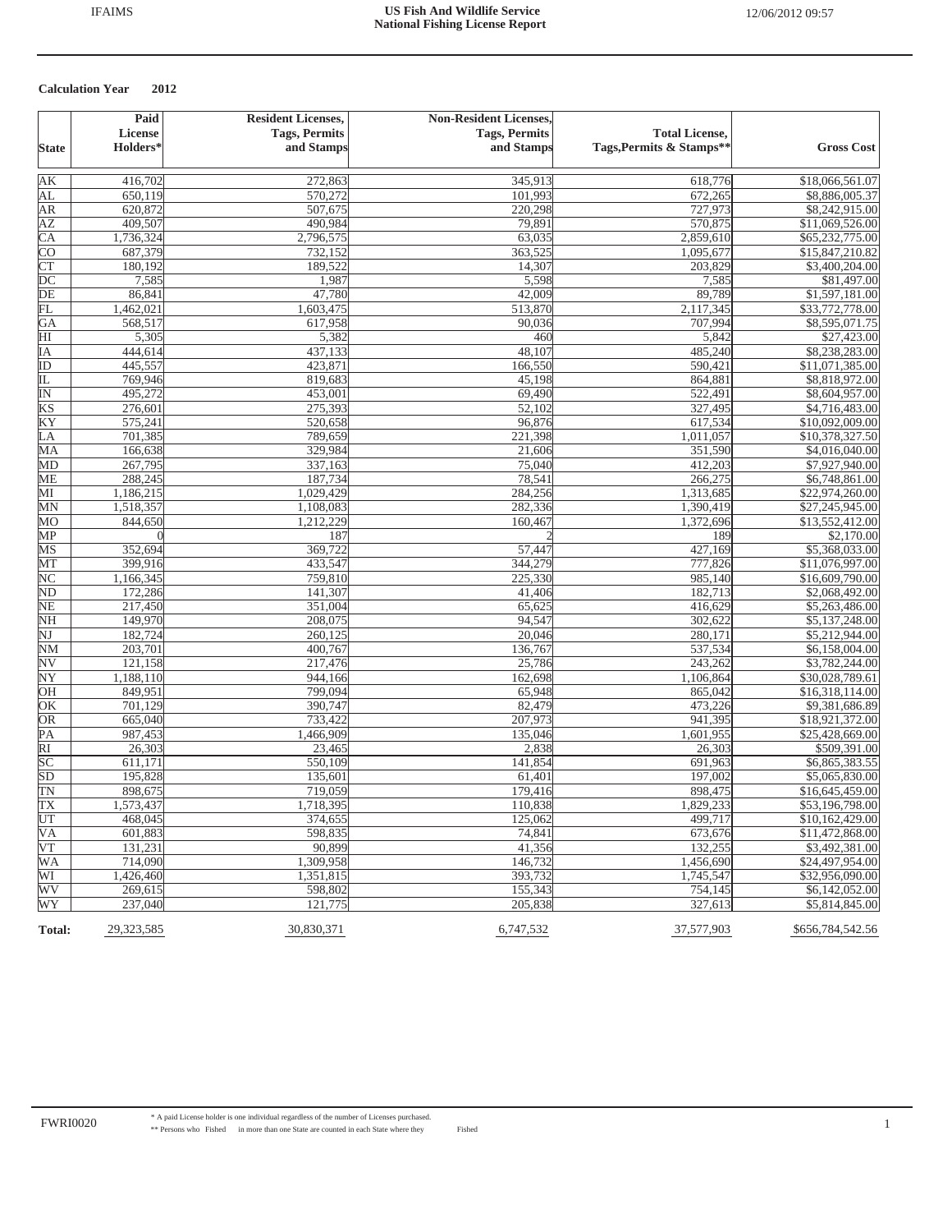**Calculation Year 2012**

| State | Paid License Holders* | Resident Licenses, Tags, Permits and Stamps | Non-Resident Licenses, Tags, Permits and Stamps | Total License, Tags,Permits & Stamps** | Gross Cost |
|---|---|---|---|---|---|
| AK | 416,702 | 272,863 | 345,913 | 618,776 | $18,066,561.07 |
| AL | 650,119 | 570,272 | 101,993 | 672,265 | $8,886,005.37 |
| AR | 620,872 | 507,675 | 220,298 | 727,973 | $8,242,915.00 |
| AZ | 409,507 | 490,984 | 79,891 | 570,875 | $11,069,526.00 |
| CA | 1,736,324 | 2,796,575 | 63,035 | 2,859,610 | $65,232,775.00 |
| CO | 687,379 | 732,152 | 363,525 | 1,095,677 | $15,847,210.82 |
| CT | 180,192 | 189,522 | 14,307 | 203,829 | $3,400,204.00 |
| DC | 7,585 | 1,987 | 5,598 | 7,585 | $81,497.00 |
| DE | 86,841 | 47,780 | 42,009 | 89,789 | $1,597,181.00 |
| FL | 1,462,021 | 1,603,475 | 513,870 | 2,117,345 | $33,772,778.00 |
| GA | 568,517 | 617,958 | 90,036 | 707,994 | $8,595,071.75 |
| HI | 5,305 | 5,382 | 460 | 5,842 | $27,423.00 |
| IA | 444,614 | 437,133 | 48,107 | 485,240 | $8,238,283.00 |
| ID | 445,557 | 423,871 | 166,550 | 590,421 | $11,071,385.00 |
| IL | 769,946 | 819,683 | 45,198 | 864,881 | $8,818,972.00 |
| IN | 495,272 | 453,001 | 69,490 | 522,491 | $8,604,957.00 |
| KS | 276,601 | 275,393 | 52,102 | 327,495 | $4,716,483.00 |
| KY | 575,241 | 520,658 | 96,876 | 617,534 | $10,092,009.00 |
| LA | 701,385 | 789,659 | 221,398 | 1,011,057 | $10,378,327.50 |
| MA | 166,638 | 329,984 | 21,606 | 351,590 | $4,016,040.00 |
| MD | 267,795 | 337,163 | 75,040 | 412,203 | $7,927,940.00 |
| ME | 288,245 | 187,734 | 78,541 | 266,275 | $6,748,861.00 |
| MI | 1,186,215 | 1,029,429 | 284,256 | 1,313,685 | $22,974,260.00 |
| MN | 1,518,357 | 1,108,083 | 282,336 | 1,390,419 | $27,245,945.00 |
| MO | 844,650 | 1,212,229 | 160,467 | 1,372,696 | $13,552,412.00 |
| MP | 0 | 187 | 2 | 189 | $2,170.00 |
| MS | 352,694 | 369,722 | 57,447 | 427,169 | $5,368,033.00 |
| MT | 399,916 | 433,547 | 344,279 | 777,826 | $11,076,997.00 |
| NC | 1,166,345 | 759,810 | 225,330 | 985,140 | $16,609,790.00 |
| ND | 172,286 | 141,307 | 41,406 | 182,713 | $2,068,492.00 |
| NE | 217,450 | 351,004 | 65,625 | 416,629 | $5,263,486.00 |
| NH | 149,970 | 208,075 | 94,547 | 302,622 | $5,137,248.00 |
| NJ | 182,724 | 260,125 | 20,046 | 280,171 | $5,212,944.00 |
| NM | 203,701 | 400,767 | 136,767 | 537,534 | $6,158,004.00 |
| NV | 121,158 | 217,476 | 25,786 | 243,262 | $3,782,244.00 |
| NY | 1,188,110 | 944,166 | 162,698 | 1,106,864 | $30,028,789.61 |
| OH | 849,951 | 799,094 | 65,948 | 865,042 | $16,318,114.00 |
| OK | 701,129 | 390,747 | 82,479 | 473,226 | $9,381,686.89 |
| OR | 665,040 | 733,422 | 207,973 | 941,395 | $18,921,372.00 |
| PA | 987,453 | 1,466,909 | 135,046 | 1,601,955 | $25,428,669.00 |
| RI | 26,303 | 23,465 | 2,838 | 26,303 | $509,391.00 |
| SC | 611,171 | 550,109 | 141,854 | 691,963 | $6,865,383.55 |
| SD | 195,828 | 135,601 | 61,401 | 197,002 | $5,065,830.00 |
| TN | 898,675 | 719,059 | 179,416 | 898,475 | $16,645,459.00 |
| TX | 1,573,437 | 1,718,395 | 110,838 | 1,829,233 | $53,196,798.00 |
| UT | 468,045 | 374,655 | 125,062 | 499,717 | $10,162,429.00 |
| VA | 601,883 | 598,835 | 74,841 | 673,676 | $11,472,868.00 |
| VT | 131,231 | 90,899 | 41,356 | 132,255 | $3,492,381.00 |
| WA | 714,090 | 1,309,958 | 146,732 | 1,456,690 | $24,497,954.00 |
| WI | 1,426,460 | 1,351,815 | 393,732 | 1,745,547 | $32,956,090.00 |
| WV | 269,615 | 598,802 | 155,343 | 754,145 | $6,142,052.00 |
| WY | 237,040 | 121,775 | 205,838 | 327,613 | $5,814,845.00 |
| **Total:** | 29,323,585 | 30,830,371 | 6,747,532 | 37,577,903 | $656,784,542.56 |

\* A paid License holder is one individual regardless of the number of Licenses purchased.

\*\* Persons who Fished in more than one State are counted in each State where they Fished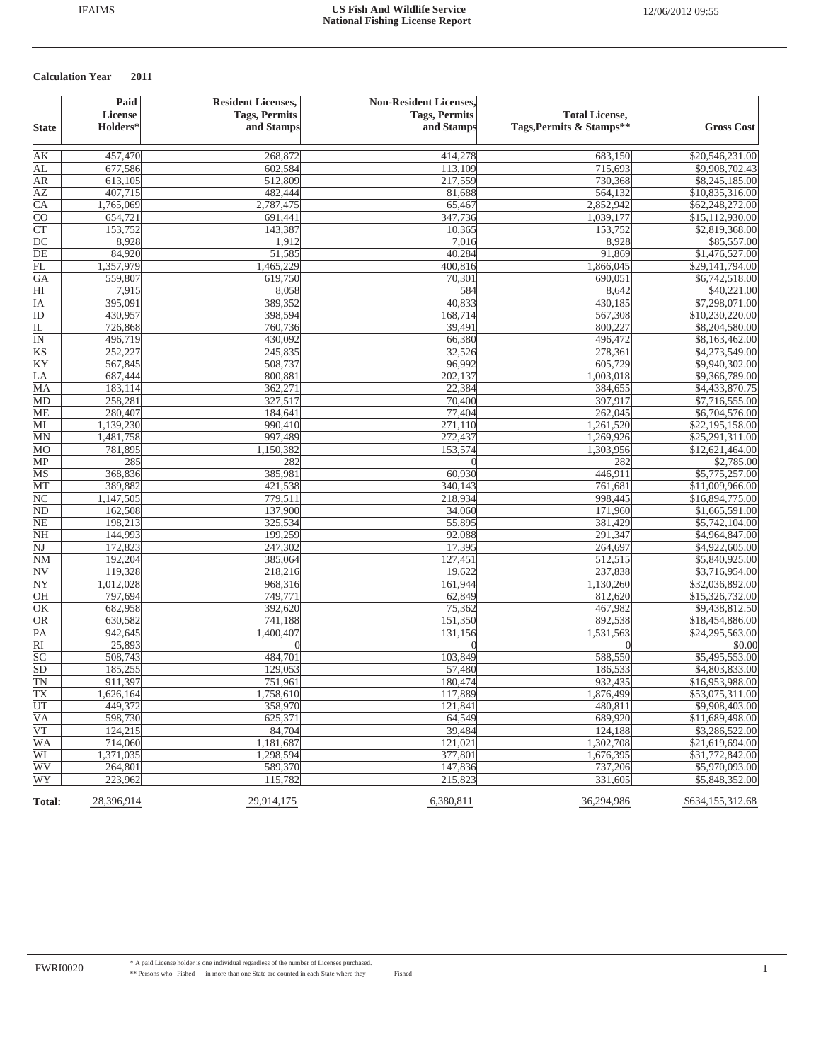# US Fish And Wildlife Service
## National Fishing License Report

**Calculation Year 2011**

| State | Paid License Holders* | Resident Licenses, Tags, Permits and Stamps | Non-Resident Licenses, Tags, Permits and Stamps | Total License, Tags,Permits & Stamps** | Gross Cost |
|---|---|---|---|---|---|
| AK | 457,470 | 268,872 | 414,278 | 683,150 | $20,546,231.00 |
| AL | 677,586 | 602,584 | 113,109 | 715,693 | $9,908,702.43 |
| AR | 613,105 | 512,809 | 217,559 | 730,368 | $8,245,185.00 |
| AZ | 407,715 | 482,444 | 81,688 | 564,132 | $10,835,316.00 |
| CA | 1,765,069 | 2,787,475 | 65,467 | 2,852,942 | $62,248,272.00 |
| CO | 654,721 | 691,441 | 347,736 | 1,039,177 | $15,112,930.00 |
| CT | 153,752 | 143,387 | 10,365 | 153,752 | $2,819,368.00 |
| DC | 8,928 | 1,912 | 7,016 | 8,928 | $85,557.00 |
| DE | 84,920 | 51,585 | 40,284 | 91,869 | $1,476,527.00 |
| FL | 1,357,979 | 1,465,229 | 400,816 | 1,866,045 | $29,141,794.00 |
| GA | 559,807 | 619,750 | 70,301 | 690,051 | $6,742,518.00 |
| HI | 7,915 | 8,058 | 584 | 8,642 | $40,221.00 |
| IA | 395,091 | 389,352 | 40,833 | 430,185 | $7,298,071.00 |
| ID | 430,957 | 398,594 | 168,714 | 567,308 | $10,230,220.00 |
| IL | 726,868 | 760,736 | 39,491 | 800,227 | $8,204,580.00 |
| IN | 496,719 | 430,092 | 66,380 | 496,472 | $8,163,462.00 |
| KS | 252,227 | 245,835 | 32,526 | 278,361 | $4,273,549.00 |
| KY | 567,845 | 508,737 | 96,992 | 605,729 | $9,940,302.00 |
| LA | 687,444 | 800,881 | 202,137 | 1,003,018 | $9,366,789.00 |
| MA | 183,114 | 362,271 | 22,384 | 384,655 | $4,433,870.75 |
| MD | 258,281 | 327,517 | 70,400 | 397,917 | $7,716,555.00 |
| ME | 280,407 | 184,641 | 77,404 | 262,045 | $6,704,576.00 |
| MI | 1,139,230 | 990,410 | 271,110 | 1,261,520 | $22,195,158.00 |
| MN | 1,481,758 | 997,489 | 272,437 | 1,269,926 | $25,291,311.00 |
| MO | 781,895 | 1,150,382 | 153,574 | 1,303,956 | $12,621,464.00 |
| MP | 285 | 282 | 0 | 282 | $2,785.00 |
| MS | 368,836 | 385,981 | 60,930 | 446,911 | $5,775,257.00 |
| MT | 389,882 | 421,538 | 340,143 | 761,681 | $11,009,966.00 |
| NC | 1,147,505 | 779,511 | 218,934 | 998,445 | $16,894,775.00 |
| ND | 162,508 | 137,900 | 34,060 | 171,960 | $1,665,591.00 |
| NE | 198,213 | 325,534 | 55,895 | 381,429 | $5,742,104.00 |
| NH | 144,993 | 199,259 | 92,088 | 291,347 | $4,964,847.00 |
| NJ | 172,823 | 247,302 | 17,395 | 264,697 | $4,922,605.00 |
| NM | 192,204 | 385,064 | 127,451 | 512,515 | $5,840,925.00 |
| NV | 119,328 | 218,216 | 19,622 | 237,838 | $3,716,954.00 |
| NY | 1,012,028 | 968,316 | 161,944 | 1,130,260 | $32,036,892.00 |
| OH | 797,694 | 749,771 | 62,849 | 812,620 | $15,326,732.00 |
| OK | 682,958 | 392,620 | 75,362 | 467,982 | $9,438,812.50 |
| OR | 630,582 | 741,188 | 151,350 | 892,538 | $18,454,886.00 |
| PA | 942,645 | 1,400,407 | 131,156 | 1,531,563 | $24,295,563.00 |
| RI | 25,893 | 0 | 0 | 0 | $0.00 |
| SC | 508,743 | 484,701 | 103,849 | 588,550 | $5,495,553.00 |
| SD | 185,255 | 129,053 | 57,480 | 186,533 | $4,803,833.00 |
| TN | 911,397 | 751,961 | 180,474 | 932,435 | $16,953,988.00 |
| TX | 1,626,164 | 1,758,610 | 117,889 | 1,876,499 | $53,075,311.00 |
| UT | 449,372 | 358,970 | 121,841 | 480,811 | $9,908,403.00 |
| VA | 598,730 | 625,371 | 64,549 | 689,920 | $11,689,498.00 |
| VT | 124,215 | 84,704 | 39,484 | 124,188 | $3,286,522.00 |
| WA | 714,060 | 1,181,687 | 121,021 | 1,302,708 | $21,619,694.00 |
| WI | 1,371,035 | 1,298,594 | 377,801 | 1,676,395 | $31,772,842.00 |
| WV | 264,801 | 589,370 | 147,836 | 737,206 | $5,970,093.00 |
| WY | 223,962 | 115,782 | 215,823 | 331,605 | $5,848,352.00 |
| **Total:** | 28,396,914 | 29,914,175 | 6,380,811 | 36,294,986 | $634,155,312.68 |

\* A paid License holder is one individual regardless of the number of Licenses purchased.
\*\* Persons who Fished in more than one State are counted in each State where they Fished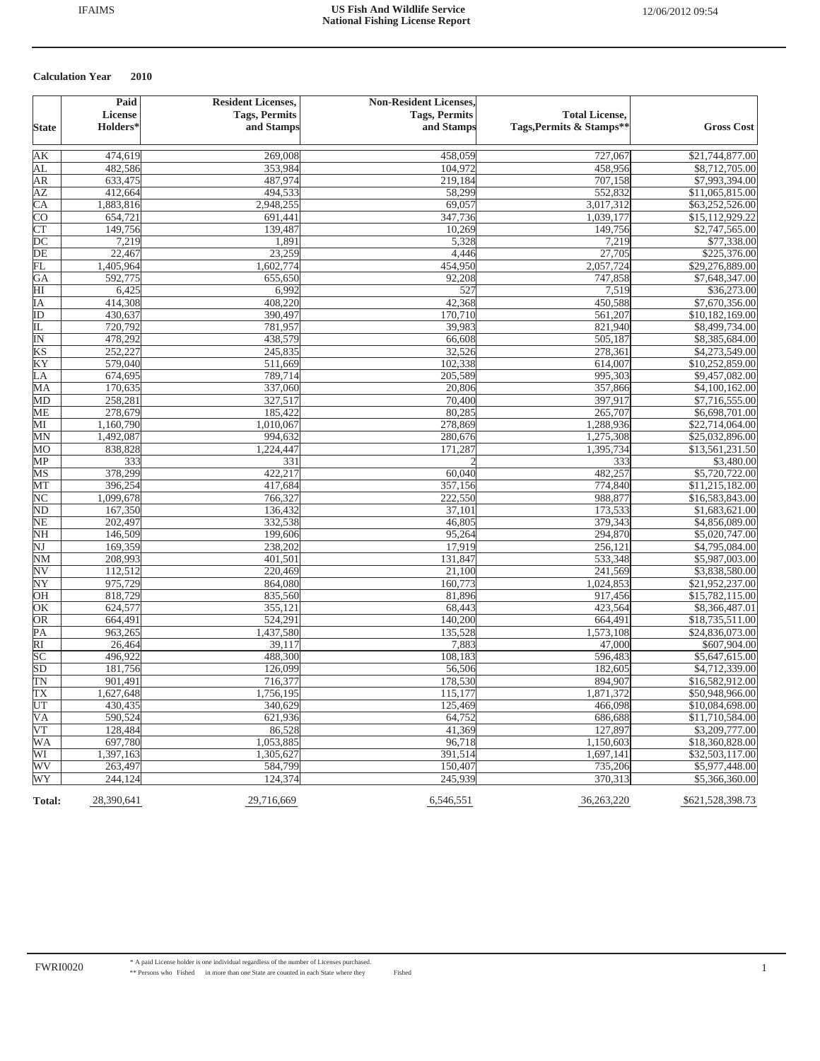## US Fish And Wildlife Service
## National Fishing License Report

**Calculation Year 2010**

| State | Paid License Holders* | Resident Licenses, Tags, Permits and Stamps | Non-Resident Licenses, Tags, Permits and Stamps | Total License, Tags,Permits & Stamps** | Gross Cost |
|---|---|---|---|---|---|
| AK | 474,619 | 269,008 | 458,059 | 727,067 | $21,744,877.00 |
| AL | 482,586 | 353,984 | 104,972 | 458,956 | $8,712,705.00 |
| AR | 633,475 | 487,974 | 219,184 | 707,158 | $7,993,394.00 |
| AZ | 412,664 | 494,533 | 58,299 | 552,832 | $11,065,815.00 |
| CA | 1,883,816 | 2,948,255 | 69,057 | 3,017,312 | $63,252,526.00 |
| CO | 654,721 | 691,441 | 347,736 | 1,039,177 | $15,112,929.22 |
| CT | 149,756 | 139,487 | 10,269 | 149,756 | $2,747,565.00 |
| DC | 7,219 | 1,891 | 5,328 | 7,219 | $77,338.00 |
| DE | 22,467 | 23,259 | 4,446 | 27,705 | $225,376.00 |
| FL | 1,405,964 | 1,602,774 | 454,950 | 2,057,724 | $29,276,889.00 |
| GA | 592,775 | 655,650 | 92,208 | 747,858 | $7,648,347.00 |
| HI | 6,425 | 6,992 | 527 | 7,519 | $36,273.00 |
| IA | 414,308 | 408,220 | 42,368 | 450,588 | $7,670,356.00 |
| ID | 430,637 | 390,497 | 170,710 | 561,207 | $10,182,169.00 |
| IL | 720,792 | 781,957 | 39,983 | 821,940 | $8,499,734.00 |
| IN | 478,292 | 438,579 | 66,608 | 505,187 | $8,385,684.00 |
| KS | 252,227 | 245,835 | 32,526 | 278,361 | $4,273,549.00 |
| KY | 579,040 | 511,669 | 102,338 | 614,007 | $10,252,859.00 |
| LA | 674,695 | 789,714 | 205,589 | 995,303 | $9,457,082.00 |
| MA | 170,635 | 337,060 | 20,806 | 357,866 | $4,100,162.00 |
| MD | 258,281 | 327,517 | 70,400 | 397,917 | $7,716,555.00 |
| ME | 278,679 | 185,422 | 80,285 | 265,707 | $6,698,701.00 |
| MI | 1,160,790 | 1,010,067 | 278,869 | 1,288,936 | $22,714,064.00 |
| MN | 1,492,087 | 994,632 | 280,676 | 1,275,308 | $25,032,896.00 |
| MO | 838,828 | 1,224,447 | 171,287 | 1,395,734 | $13,561,231.50 |
| MP | 333 | 331 | 2 | 333 | $3,480.00 |
| MS | 378,299 | 422,217 | 60,040 | 482,257 | $5,720,722.00 |
| MT | 396,254 | 417,684 | 357,156 | 774,840 | $11,215,182.00 |
| NC | 1,099,678 | 766,327 | 222,550 | 988,877 | $16,583,843.00 |
| ND | 167,350 | 136,432 | 37,101 | 173,533 | $1,683,621.00 |
| NE | 202,497 | 332,538 | 46,805 | 379,343 | $4,856,089.00 |
| NH | 146,509 | 199,606 | 95,264 | 294,870 | $5,020,747.00 |
| NJ | 169,359 | 238,202 | 17,919 | 256,121 | $4,795,084.00 |
| NM | 208,993 | 401,501 | 131,847 | 533,348 | $5,987,003.00 |
| NV | 112,512 | 220,469 | 21,100 | 241,569 | $3,838,580.00 |
| NY | 975,729 | 864,080 | 160,773 | 1,024,853 | $21,952,237.00 |
| OH | 818,729 | 835,560 | 81,896 | 917,456 | $15,782,115.00 |
| OK | 624,577 | 355,121 | 68,443 | 423,564 | $8,366,487.01 |
| OR | 664,491 | 524,291 | 140,200 | 664,491 | $18,735,511.00 |
| PA | 963,265 | 1,437,580 | 135,528 | 1,573,108 | $24,836,073.00 |
| RI | 26,464 | 39,117 | 7,883 | 47,000 | $607,904.00 |
| SC | 496,922 | 488,300 | 108,183 | 596,483 | $5,647,615.00 |
| SD | 181,756 | 126,099 | 56,506 | 182,605 | $4,712,339.00 |
| TN | 901,491 | 716,377 | 178,530 | 894,907 | $16,582,912.00 |
| TX | 1,627,648 | 1,756,195 | 115,177 | 1,871,372 | $50,948,966.00 |
| UT | 430,435 | 340,629 | 125,469 | 466,098 | $10,084,698.00 |
| VA | 590,524 | 621,936 | 64,752 | 686,688 | $11,710,584.00 |
| VT | 128,484 | 86,528 | 41,369 | 127,897 | $3,209,777.00 |
| WA | 697,780 | 1,053,885 | 96,718 | 1,150,603 | $18,360,828.00 |
| WI | 1,397,163 | 1,305,627 | 391,514 | 1,697,141 | $32,503,117.00 |
| WV | 263,497 | 584,799 | 150,407 | 735,206 | $5,977,448.00 |
| WY | 244,124 | 124,374 | 245,939 | 370,313 | $5,366,360.00 |
| **Total:** | 28,390,641 | 29,716,669 | 6,546,551 | 36,263,220 | $621,528,398.73 |

\* A paid License holder is one individual regardless of the number of Licenses purchased.
\*\* Persons who Fished in more than one State are counted in each State where they Fished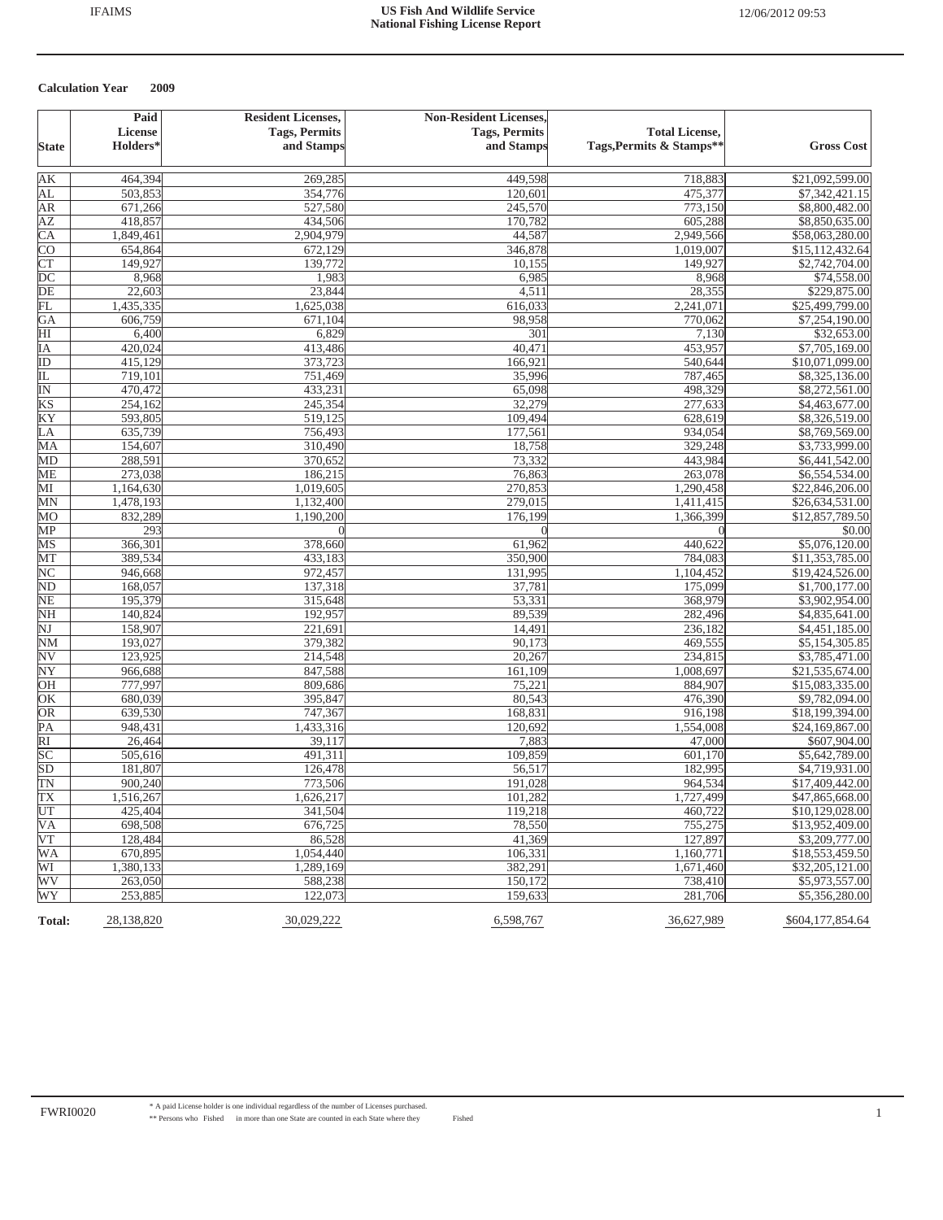**Calculation Year 2009**

| State | Paid License Holders* | Resident Licenses, Tags, Permits and Stamps | Non-Resident Licenses, Tags, Permits and Stamps | Total License, Tags,Permits & Stamps** | Gross Cost |
|---|---|---|---|---|---|
| AK | 464,394 | 269,285 | 449,598 | 718,883 | $21,092,599.00 |
| AL | 503,853 | 354,776 | 120,601 | 475,377 | $7,342,421.15 |
| AR | 671,266 | 527,580 | 245,570 | 773,150 | $8,800,482.00 |
| AZ | 418,857 | 434,506 | 170,782 | 605,288 | $8,850,635.00 |
| CA | 1,849,461 | 2,904,979 | 44,587 | 2,949,566 | $58,063,280.00 |
| CO | 654,864 | 672,129 | 346,878 | 1,019,007 | $15,112,432.64 |
| CT | 149,927 | 139,772 | 10,155 | 149,927 | $2,742,704.00 |
| DC | 8,968 | 1,983 | 6,985 | 8,968 | $74,558.00 |
| DE | 22,603 | 23,844 | 4,511 | 28,355 | $229,875.00 |
| FL | 1,435,335 | 1,625,038 | 616,033 | 2,241,071 | $25,499,799.00 |
| GA | 606,759 | 671,104 | 98,958 | 770,062 | $7,254,190.00 |
| HI | 6,400 | 6,829 | 301 | 7,130 | $32,653.00 |
| IA | 420,024 | 413,486 | 40,471 | 453,957 | $7,705,169.00 |
| ID | 415,129 | 373,723 | 166,921 | 540,644 | $10,071,099.00 |
| IL | 719,101 | 751,469 | 35,996 | 787,465 | $8,325,136.00 |
| IN | 470,472 | 433,231 | 65,098 | 498,329 | $8,272,561.00 |
| KS | 254,162 | 245,354 | 32,279 | 277,633 | $4,463,677.00 |
| KY | 593,805 | 519,125 | 109,494 | 628,619 | $8,326,519.00 |
| LA | 635,739 | 756,493 | 177,561 | 934,054 | $8,769,569.00 |
| MA | 154,607 | 310,490 | 18,758 | 329,248 | $3,733,999.00 |
| MD | 288,591 | 370,652 | 73,332 | 443,984 | $6,441,542.00 |
| ME | 273,038 | 186,215 | 76,863 | 263,078 | $6,554,534.00 |
| MI | 1,164,630 | 1,019,605 | 270,853 | 1,290,458 | $22,846,206.00 |
| MN | 1,478,193 | 1,132,400 | 279,015 | 1,411,415 | $26,634,531.00 |
| MO | 832,289 | 1,190,200 | 176,199 | 1,366,399 | $12,857,789.50 |
| MP | 293 | 0 | 0 | 0 | $0.00 |
| MS | 366,301 | 378,660 | 61,962 | 440,622 | $5,076,120.00 |
| MT | 389,534 | 433,183 | 350,900 | 784,083 | $11,353,785.00 |
| NC | 946,668 | 972,457 | 131,995 | 1,104,452 | $19,424,526.00 |
| ND | 168,057 | 137,318 | 37,781 | 175,099 | $1,700,177.00 |
| NE | 195,379 | 315,648 | 53,331 | 368,979 | $3,902,954.00 |
| NH | 140,824 | 192,957 | 89,539 | 282,496 | $4,835,641.00 |
| NJ | 158,907 | 221,691 | 14,491 | 236,182 | $4,451,185.00 |
| NM | 193,027 | 379,382 | 90,173 | 469,555 | $5,154,305.85 |
| NV | 123,925 | 214,548 | 20,267 | 234,815 | $3,785,471.00 |
| NY | 966,688 | 847,588 | 161,109 | 1,008,697 | $21,535,674.00 |
| OH | 777,997 | 809,686 | 75,221 | 884,907 | $15,083,335.00 |
| OK | 680,039 | 395,847 | 80,543 | 476,390 | $9,782,094.00 |
| OR | 639,530 | 747,367 | 168,831 | 916,198 | $18,199,394.00 |
| PA | 948,431 | 1,433,316 | 120,692 | 1,554,008 | $24,169,867.00 |
| RI | 26,464 | 39,117 | 7,883 | 47,000 | $607,904.00 |
| SC | 505,616 | 491,311 | 109,859 | 601,170 | $5,642,789.00 |
| SD | 181,807 | 126,478 | 56,517 | 182,995 | $4,719,931.00 |
| TN | 900,240 | 773,506 | 191,028 | 964,534 | $17,409,442.00 |
| TX | 1,516,267 | 1,626,217 | 101,282 | 1,727,499 | $47,865,668.00 |
| UT | 425,404 | 341,504 | 119,218 | 460,722 | $10,129,028.00 |
| VA | 698,508 | 676,725 | 78,550 | 755,275 | $13,952,409.00 |
| VT | 128,484 | 86,528 | 41,369 | 127,897 | $3,209,777.00 |
| WA | 670,895 | 1,054,440 | 106,331 | 1,160,771 | $18,553,459.50 |
| WI | 1,380,133 | 1,289,169 | 382,291 | 1,671,460 | $32,205,121.00 |
| WV | 263,050 | 588,238 | 150,172 | 738,410 | $5,973,557.00 |
| WY | 253,885 | 122,073 | 159,633 | 281,706 | $5,356,280.00 |
| **Total:** | 28,138,820 | 30,029,222 | 6,598,767 | 36,627,989 | $604,177,854.64 |

\* A paid License holder is one individual regardless of the number of Licenses purchased.

\** Persons who Fished in more than one State are counted in each State where they Fished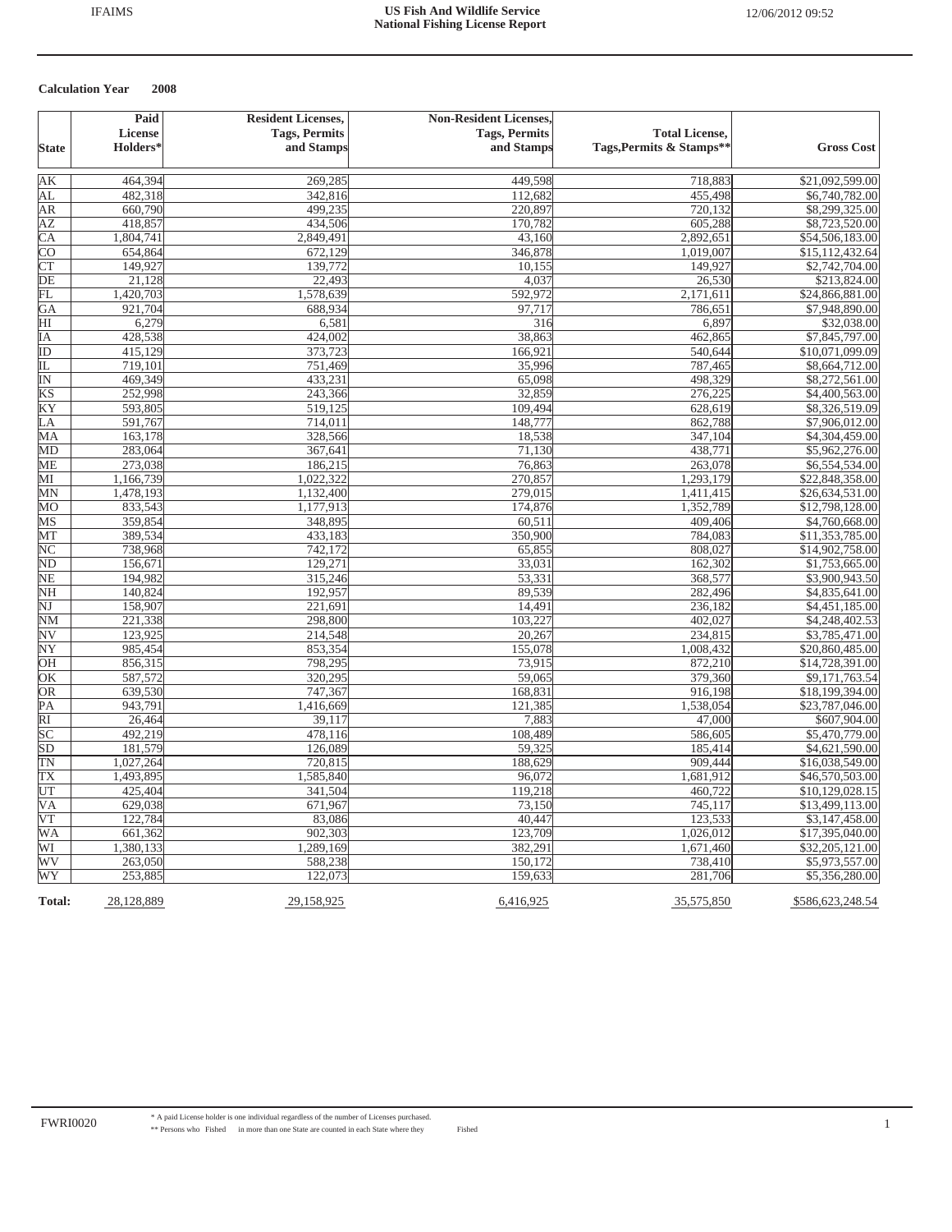**Calculation Year 2008**

| State | Paid License Holders* | Resident Licenses, Tags, Permits and Stamps | Non-Resident Licenses, Tags, Permits and Stamps | Total License, Tags,Permits & Stamps** | Gross Cost |
|---|---|---|---|---|---|
| AK | 464,394 | 269,285 | 449,598 | 718,883 | $21,092,599.00 |
| AL | 482,318 | 342,816 | 112,682 | 455,498 | $6,740,782.00 |
| AR | 660,790 | 499,235 | 220,897 | 720,132 | $8,299,325.00 |
| AZ | 418,857 | 434,506 | 170,782 | 605,288 | $8,723,520.00 |
| CA | 1,804,741 | 2,849,491 | 43,160 | 2,892,651 | $54,506,183.00 |
| CO | 654,864 | 672,129 | 346,878 | 1,019,007 | $15,112,432.64 |
| CT | 149,927 | 139,772 | 10,155 | 149,927 | $2,742,704.00 |
| DE | 21,128 | 22,493 | 4,037 | 26,530 | $213,824.00 |
| FL | 1,420,703 | 1,578,639 | 592,972 | 2,171,611 | $24,866,881.00 |
| GA | 921,704 | 688,934 | 97,717 | 786,651 | $7,948,890.00 |
| HI | 6,279 | 6,581 | 316 | 6,897 | $32,038.00 |
| IA | 428,538 | 424,002 | 38,863 | 462,865 | $7,845,797.00 |
| ID | 415,129 | 373,723 | 166,921 | 540,644 | $10,071,099.09 |
| IL | 719,101 | 751,469 | 35,996 | 787,465 | $8,664,712.00 |
| IN | 469,349 | 433,231 | 65,098 | 498,329 | $8,272,561.00 |
| KS | 252,998 | 243,366 | 32,859 | 276,225 | $4,400,563.00 |
| KY | 593,805 | 519,125 | 109,494 | 628,619 | $8,326,519.09 |
| LA | 591,767 | 714,011 | 148,777 | 862,788 | $7,906,012.00 |
| MA | 163,178 | 328,566 | 18,538 | 347,104 | $4,304,459.00 |
| MD | 283,064 | 367,641 | 71,130 | 438,771 | $5,962,276.00 |
| ME | 273,038 | 186,215 | 76,863 | 263,078 | $6,554,534.00 |
| MI | 1,166,739 | 1,022,322 | 270,857 | 1,293,179 | $22,848,358.00 |
| MN | 1,478,193 | 1,132,400 | 279,015 | 1,411,415 | $26,634,531.00 |
| MO | 833,543 | 1,177,913 | 174,876 | 1,352,789 | $12,798,128.00 |
| MS | 359,854 | 348,895 | 60,511 | 409,406 | $4,760,668.00 |
| MT | 389,534 | 433,183 | 350,900 | 784,083 | $11,353,785.00 |
| NC | 738,968 | 742,172 | 65,855 | 808,027 | $14,902,758.00 |
| ND | 156,671 | 129,271 | 33,031 | 162,302 | $1,753,665.00 |
| NE | 194,982 | 315,246 | 53,331 | 368,577 | $3,900,943.50 |
| NH | 140,824 | 192,957 | 89,539 | 282,496 | $4,835,641.00 |
| NJ | 158,907 | 221,691 | 14,491 | 236,182 | $4,451,185.00 |
| NM | 221,338 | 298,800 | 103,227 | 402,027 | $4,248,402.53 |
| NV | 123,925 | 214,548 | 20,267 | 234,815 | $3,785,471.00 |
| NY | 985,454 | 853,354 | 155,078 | 1,008,432 | $20,860,485.00 |
| OH | 856,315 | 798,295 | 73,915 | 872,210 | $14,728,391.00 |
| OK | 587,572 | 320,295 | 59,065 | 379,360 | $9,171,763.54 |
| OR | 639,530 | 747,367 | 168,831 | 916,198 | $18,199,394.00 |
| PA | 943,791 | 1,416,669 | 121,385 | 1,538,054 | $23,787,046.00 |
| RI | 26,464 | 39,117 | 7,883 | 47,000 | $607,904.00 |
| SC | 492,219 | 478,116 | 108,489 | 586,605 | $5,470,779.00 |
| SD | 181,579 | 126,089 | 59,325 | 185,414 | $4,621,590.00 |
| TN | 1,027,264 | 720,815 | 188,629 | 909,444 | $16,038,549.00 |
| TX | 1,493,895 | 1,585,840 | 96,072 | 1,681,912 | $46,570,503.00 |
| UT | 425,404 | 341,504 | 119,218 | 460,722 | $10,129,028.15 |
| VA | 629,038 | 671,967 | 73,150 | 745,117 | $13,499,113.00 |
| VT | 122,784 | 83,086 | 40,447 | 123,533 | $3,147,458.00 |
| WA | 661,362 | 902,303 | 123,709 | 1,026,012 | $17,395,040.00 |
| WI | 1,380,133 | 1,289,169 | 382,291 | 1,671,460 | $32,205,121.00 |
| WV | 263,050 | 588,238 | 150,172 | 738,410 | $5,973,557.00 |
| WY | 253,885 | 122,073 | 159,633 | 281,706 | $5,356,280.00 |
| **Total:** | 28,128,889 | 29,158,925 | 6,416,925 | 35,575,850 | $586,623,248.54 |

\* A paid License holder is one individual regardless of the number of Licenses purchased.

\*\* Persons who Fished in more than one State are counted in each State where they Fished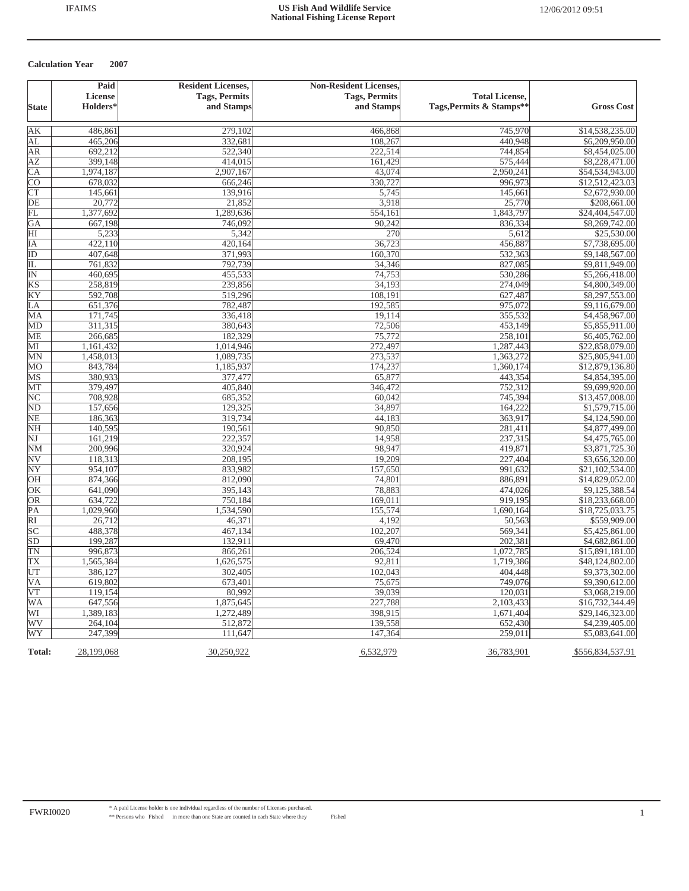**US Fish And Wildlife Service**
**National Fishing License Report**

**Calculation Year 2007**

| State | Paid License Holders* | Resident Licenses, Tags, Permits and Stamps | Non-Resident Licenses, Tags, Permits and Stamps | Total License, Tags,Permits & Stamps** | Gross Cost |
|---|---|---|---|---|---|
| AK | 486,861 | 279,102 | 466,868 | 745,970 | $14,538,235.00 |
| AL | 465,206 | 332,681 | 108,267 | 440,948 | $6,209,950.00 |
| AR | 692,212 | 522,340 | 222,514 | 744,854 | $8,454,025.00 |
| AZ | 399,148 | 414,015 | 161,429 | 575,444 | $8,228,471.00 |
| CA | 1,974,187 | 2,907,167 | 43,074 | 2,950,241 | $54,534,943.00 |
| CO | 678,032 | 666,246 | 330,727 | 996,973 | $12,512,423.03 |
| CT | 145,661 | 139,916 | 5,745 | 145,661 | $2,672,930.00 |
| DE | 20,772 | 21,852 | 3,918 | 25,770 | $208,661.00 |
| FL | 1,377,692 | 1,289,636 | 554,161 | 1,843,797 | $24,404,547.00 |
| GA | 667,198 | 746,092 | 90,242 | 836,334 | $8,269,742.00 |
| HI | 5,233 | 5,342 | 270 | 5,612 | $25,530.00 |
| IA | 422,110 | 420,164 | 36,723 | 456,887 | $7,738,695.00 |
| ID | 407,648 | 371,993 | 160,370 | 532,363 | $9,148,567.00 |
| IL | 761,832 | 792,739 | 34,346 | 827,085 | $9,811,949.00 |
| IN | 460,695 | 455,533 | 74,753 | 530,286 | $5,266,418.00 |
| KS | 258,819 | 239,856 | 34,193 | 274,049 | $4,800,349.00 |
| KY | 592,708 | 519,296 | 108,191 | 627,487 | $8,297,553.00 |
| LA | 651,376 | 782,487 | 192,585 | 975,072 | $9,116,679.00 |
| MA | 171,745 | 336,418 | 19,114 | 355,532 | $4,458,967.00 |
| MD | 311,315 | 380,643 | 72,506 | 453,149 | $5,855,911.00 |
| ME | 266,685 | 182,329 | 75,772 | 258,101 | $6,405,762.00 |
| MI | 1,161,432 | 1,014,946 | 272,497 | 1,287,443 | $22,858,079.00 |
| MN | 1,458,013 | 1,089,735 | 273,537 | 1,363,272 | $25,805,941.00 |
| MO | 843,784 | 1,185,937 | 174,237 | 1,360,174 | $12,879,136.80 |
| MS | 380,933 | 377,477 | 65,877 | 443,354 | $4,854,395.00 |
| MT | 379,497 | 405,840 | 346,472 | 752,312 | $9,699,920.00 |
| NC | 708,928 | 685,352 | 60,042 | 745,394 | $13,457,008.00 |
| ND | 157,656 | 129,325 | 34,897 | 164,222 | $1,579,715.00 |
| NE | 186,363 | 319,734 | 44,183 | 363,917 | $4,124,590.00 |
| NH | 140,595 | 190,561 | 90,850 | 281,411 | $4,877,499.00 |
| NJ | 161,219 | 222,357 | 14,958 | 237,315 | $4,475,765.00 |
| NM | 200,996 | 320,924 | 98,947 | 419,871 | $3,871,725.30 |
| NV | 118,313 | 208,195 | 19,209 | 227,404 | $3,656,320.00 |
| NY | 954,107 | 833,982 | 157,650 | 991,632 | $21,102,534.00 |
| OH | 874,366 | 812,090 | 74,801 | 886,891 | $14,829,052.00 |
| OK | 641,090 | 395,143 | 78,883 | 474,026 | $9,125,388.54 |
| OR | 634,722 | 750,184 | 169,011 | 919,195 | $18,233,668.00 |
| PA | 1,029,960 | 1,534,590 | 155,574 | 1,690,164 | $18,725,033.75 |
| RI | 26,712 | 46,371 | 4,192 | 50,563 | $559,909.00 |
| SC | 488,378 | 467,134 | 102,207 | 569,341 | $5,425,861.00 |
| SD | 199,287 | 132,911 | 69,470 | 202,381 | $4,682,861.00 |
| TN | 996,873 | 866,261 | 206,524 | 1,072,785 | $15,891,181.00 |
| TX | 1,565,384 | 1,626,575 | 92,811 | 1,719,386 | $48,124,802.00 |
| UT | 386,127 | 302,405 | 102,043 | 404,448 | $9,373,302.00 |
| VA | 619,802 | 673,401 | 75,675 | 749,076 | $9,390,612.00 |
| VT | 119,154 | 80,992 | 39,039 | 120,031 | $3,068,219.00 |
| WA | 647,556 | 1,875,645 | 227,788 | 2,103,433 | $16,732,344.49 |
| WI | 1,389,183 | 1,272,489 | 398,915 | 1,671,404 | $29,146,323.00 |
| WV | 264,104 | 512,872 | 139,558 | 652,430 | $4,239,405.00 |
| WY | 247,399 | 111,647 | 147,364 | 259,011 | $5,083,641.00 |
| **Total:** | 28,199,068 | 30,250,922 | 6,532,979 | 36,783,901 | $556,834,537.91 |

\* A paid License holder is one individual regardless of the number of Licenses purchased.

\*\* Persons who Fished in more than one State are counted in each State where they Fished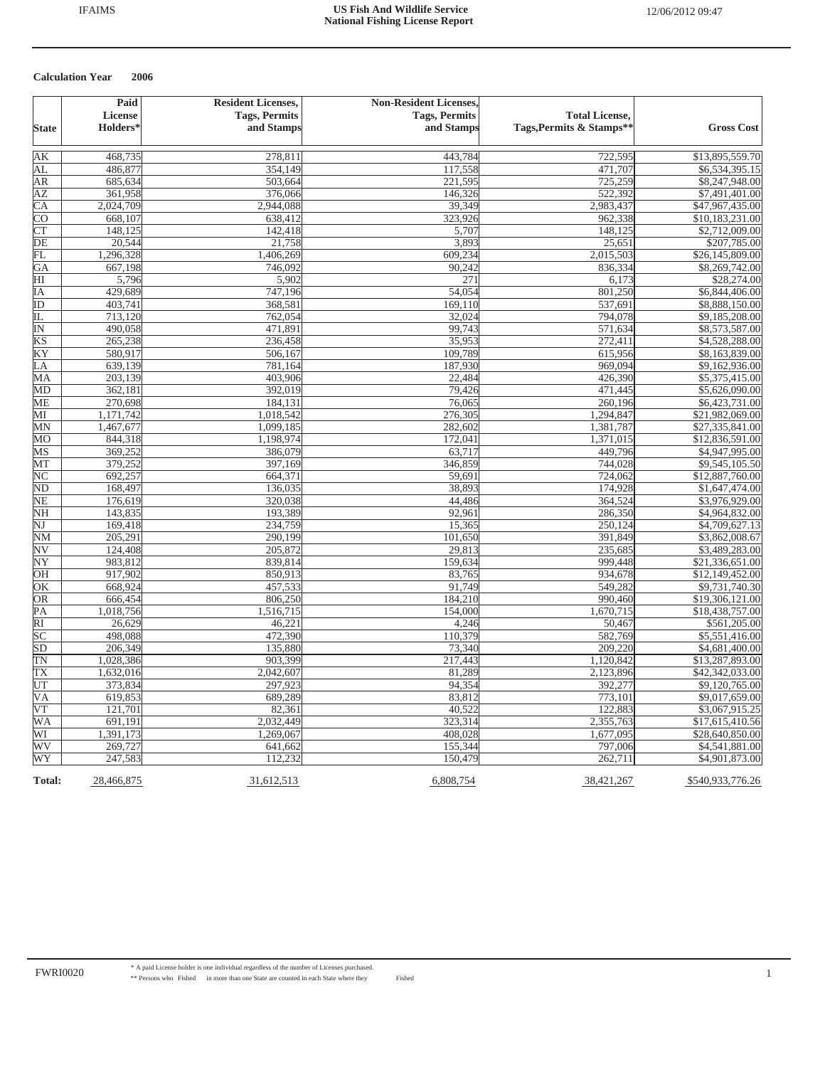**Calculation Year 2006**

| State | Paid License Holders* | Resident Licenses, Tags, Permits and Stamps | Non-Resident Licenses, Tags, Permits and Stamps | Total License, Tags,Permits & Stamps** | Gross Cost |
|---|---|---|---|---|---|
| AK | 468,735 | 278,811 | 443,784 | 722,595 | $13,895,559.70 |
| AL | 486,877 | 354,149 | 117,558 | 471,707 | $6,534,395.15 |
| AR | 685,634 | 503,664 | 221,595 | 725,259 | $8,247,948.00 |
| AZ | 361,958 | 376,066 | 146,326 | 522,392 | $7,491,401.00 |
| CA | 2,024,709 | 2,944,088 | 39,349 | 2,983,437 | $47,967,435.00 |
| CO | 668,107 | 638,412 | 323,926 | 962,338 | $10,183,231.00 |
| CT | 148,125 | 142,418 | 5,707 | 148,125 | $2,712,009.00 |
| DE | 20,544 | 21,758 | 3,893 | 25,651 | $207,785.00 |
| FL | 1,296,328 | 1,406,269 | 609,234 | 2,015,503 | $26,145,809.00 |
| GA | 667,198 | 746,092 | 90,242 | 836,334 | $8,269,742.00 |
| HI | 5,796 | 5,902 | 271 | 6,173 | $28,274.00 |
| IA | 429,689 | 747,196 | 54,054 | 801,250 | $6,844,406.00 |
| ID | 403,741 | 368,581 | 169,110 | 537,691 | $8,888,150.00 |
| IL | 713,120 | 762,054 | 32,024 | 794,078 | $9,185,208.00 |
| IN | 490,058 | 471,891 | 99,743 | 571,634 | $8,573,587.00 |
| KS | 265,238 | 236,458 | 35,953 | 272,411 | $4,528,288.00 |
| KY | 580,917 | 506,167 | 109,789 | 615,956 | $8,163,839.00 |
| LA | 639,139 | 781,164 | 187,930 | 969,094 | $9,162,936.00 |
| MA | 203,139 | 403,906 | 22,484 | 426,390 | $5,375,415.00 |
| MD | 362,181 | 392,019 | 79,426 | 471,445 | $5,626,090.00 |
| ME | 270,698 | 184,131 | 76,065 | 260,196 | $6,423,731.00 |
| MI | 1,171,742 | 1,018,542 | 276,305 | 1,294,847 | $21,982,069.00 |
| MN | 1,467,677 | 1,099,185 | 282,602 | 1,381,787 | $27,335,841.00 |
| MO | 844,318 | 1,198,974 | 172,041 | 1,371,015 | $12,836,591.00 |
| MS | 369,252 | 386,079 | 63,717 | 449,796 | $4,947,995.00 |
| MT | 379,252 | 397,169 | 346,859 | 744,028 | $9,545,105.50 |
| NC | 692,257 | 664,371 | 59,691 | 724,062 | $12,887,760.00 |
| ND | 168,497 | 136,035 | 38,893 | 174,928 | $1,647,474.00 |
| NE | 176,619 | 320,038 | 44,486 | 364,524 | $3,976,929.00 |
| NH | 143,835 | 193,389 | 92,961 | 286,350 | $4,964,832.00 |
| NJ | 169,418 | 234,759 | 15,365 | 250,124 | $4,709,627.13 |
| NM | 205,291 | 290,199 | 101,650 | 391,849 | $3,862,008.67 |
| NV | 124,408 | 205,872 | 29,813 | 235,685 | $3,489,283.00 |
| NY | 983,812 | 839,814 | 159,634 | 999,448 | $21,336,651.00 |
| OH | 917,902 | 850,913 | 83,765 | 934,678 | $12,149,452.00 |
| OK | 668,924 | 457,533 | 91,749 | 549,282 | $9,731,740.30 |
| OR | 666,454 | 806,250 | 184,210 | 990,460 | $19,306,121.00 |
| PA | 1,018,756 | 1,516,715 | 154,000 | 1,670,715 | $18,438,757.00 |
| RI | 26,629 | 46,221 | 4,246 | 50,467 | $561,205.00 |
| SC | 498,088 | 472,390 | 110,379 | 582,769 | $5,551,416.00 |
| SD | 206,349 | 135,880 | 73,340 | 209,220 | $4,681,400.00 |
| TN | 1,028,386 | 903,399 | 217,443 | 1,120,842 | $13,287,893.00 |
| TX | 1,632,016 | 2,042,607 | 81,289 | 2,123,896 | $42,342,033.00 |
| UT | 373,834 | 297,923 | 94,354 | 392,277 | $9,120,765.00 |
| VA | 619,853 | 689,289 | 83,812 | 773,101 | $9,017,659.00 |
| VT | 121,701 | 82,361 | 40,522 | 122,883 | $3,067,915.25 |
| WA | 691,191 | 2,032,449 | 323,314 | 2,355,763 | $17,615,410.56 |
| WI | 1,391,173 | 1,269,067 | 408,028 | 1,677,095 | $28,640,850.00 |
| WV | 269,727 | 641,662 | 155,344 | 797,006 | $4,541,881.00 |
| WY | 247,583 | 112,232 | 150,479 | 262,711 | $4,901,873.00 |
| **Total:** | 28,466,875 | 31,612,513 | 6,808,754 | 38,421,267 | $540,933,776.26 |

\* A paid License holder is one individual regardless of the number of Licenses purchased.
\*\* Persons who Fished in more than one State are counted in each State where they Fished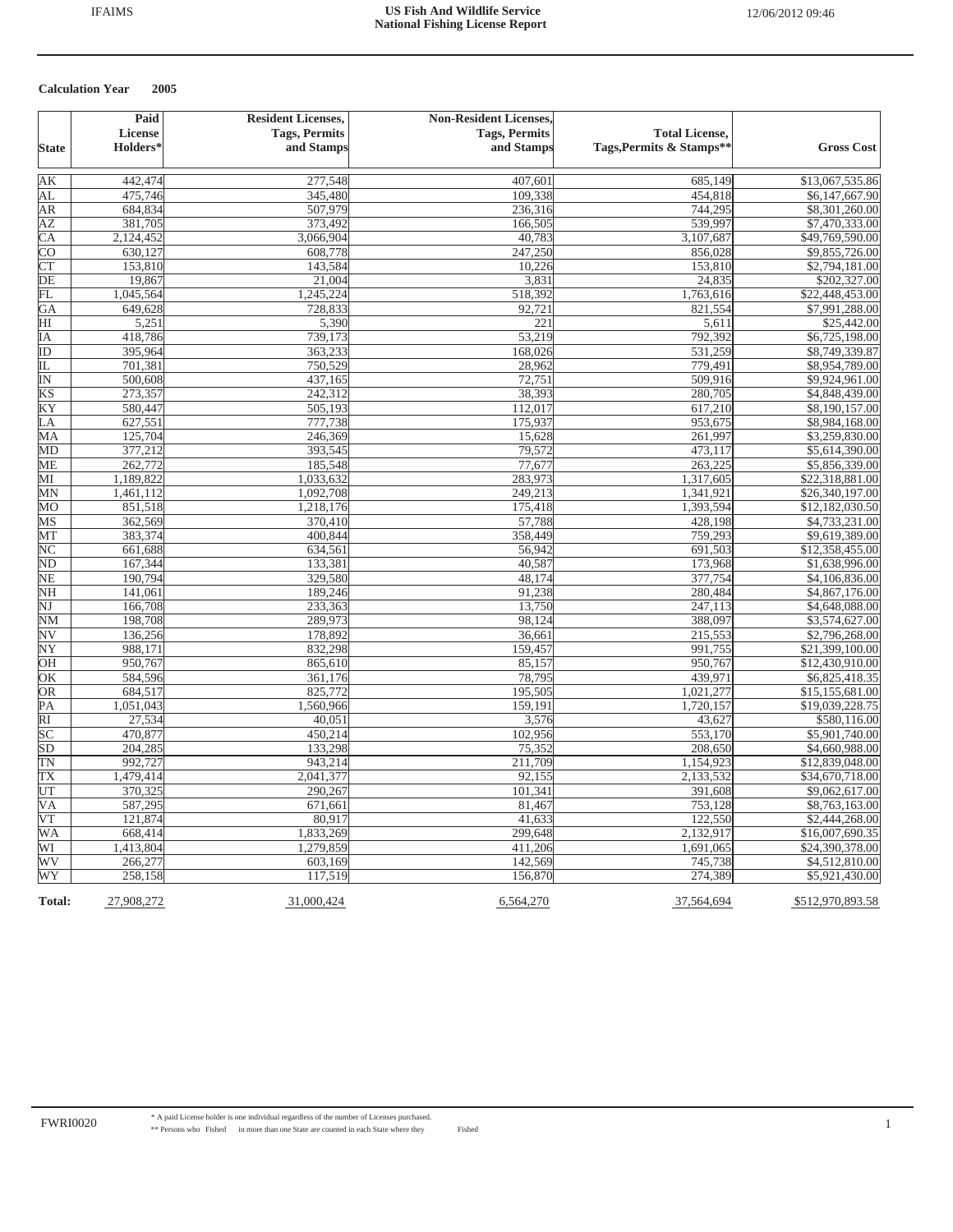**Calculation Year 2005**

| State | Paid License Holders* | Resident Licenses, Tags, Permits and Stamps | Non-Resident Licenses, Tags, Permits and Stamps | Total License, Tags,Permits & Stamps** | Gross Cost |
|---|---|---|---|---|---|
| AK | 442,474 | 277,548 | 407,601 | 685,149 | $13,067,535.86 |
| AL | 475,746 | 345,480 | 109,338 | 454,818 | $6,147,667.90 |
| AR | 684,834 | 507,979 | 236,316 | 744,295 | $8,301,260.00 |
| AZ | 381,705 | 373,492 | 166,505 | 539,997 | $7,470,333.00 |
| CA | 2,124,452 | 3,066,904 | 40,783 | 3,107,687 | $49,769,590.00 |
| CO | 630,127 | 608,778 | 247,250 | 856,028 | $9,855,726.00 |
| CT | 153,810 | 143,584 | 10,226 | 153,810 | $2,794,181.00 |
| DE | 19,867 | 21,004 | 3,831 | 24,835 | $202,327.00 |
| FL | 1,045,564 | 1,245,224 | 518,392 | 1,763,616 | $22,448,453.00 |
| GA | 649,628 | 728,833 | 92,721 | 821,554 | $7,991,288.00 |
| HI | 5,251 | 5,390 | 221 | 5,611 | $25,442.00 |
| IA | 418,786 | 739,173 | 53,219 | 792,392 | $6,725,198.00 |
| ID | 395,964 | 363,233 | 168,026 | 531,259 | $8,749,339.87 |
| IL | 701,381 | 750,529 | 28,962 | 779,491 | $8,954,789.00 |
| IN | 500,608 | 437,165 | 72,751 | 509,916 | $9,924,961.00 |
| KS | 273,357 | 242,312 | 38,393 | 280,705 | $4,848,439.00 |
| KY | 580,447 | 505,193 | 112,017 | 617,210 | $8,190,157.00 |
| LA | 627,551 | 777,738 | 175,937 | 953,675 | $8,984,168.00 |
| MA | 125,704 | 246,369 | 15,628 | 261,997 | $3,259,830.00 |
| MD | 377,212 | 393,545 | 79,572 | 473,117 | $5,614,390.00 |
| ME | 262,772 | 185,548 | 77,677 | 263,225 | $5,856,339.00 |
| MI | 1,189,822 | 1,033,632 | 283,973 | 1,317,605 | $22,318,881.00 |
| MN | 1,461,112 | 1,092,708 | 249,213 | 1,341,921 | $26,340,197.00 |
| MO | 851,518 | 1,218,176 | 175,418 | 1,393,594 | $12,182,030.50 |
| MS | 362,569 | 370,410 | 57,788 | 428,198 | $4,733,231.00 |
| MT | 383,374 | 400,844 | 358,449 | 759,293 | $9,619,389.00 |
| NC | 661,688 | 634,561 | 56,942 | 691,503 | $12,358,455.00 |
| ND | 167,344 | 133,381 | 40,587 | 173,968 | $1,638,996.00 |
| NE | 190,794 | 329,580 | 48,174 | 377,754 | $4,106,836.00 |
| NH | 141,061 | 189,246 | 91,238 | 280,484 | $4,867,176.00 |
| NJ | 166,708 | 233,363 | 13,750 | 247,113 | $4,648,088.00 |
| NM | 198,708 | 289,973 | 98,124 | 388,097 | $3,574,627.00 |
| NV | 136,256 | 178,892 | 36,661 | 215,553 | $2,796,268.00 |
| NY | 988,171 | 832,298 | 159,457 | 991,755 | $21,399,100.00 |
| OH | 950,767 | 865,610 | 85,157 | 950,767 | $12,430,910.00 |
| OK | 584,596 | 361,176 | 78,795 | 439,971 | $6,825,418.35 |
| OR | 684,517 | 825,772 | 195,505 | 1,021,277 | $15,155,681.00 |
| PA | 1,051,043 | 1,560,966 | 159,191 | 1,720,157 | $19,039,228.75 |
| RI | 27,534 | 40,051 | 3,576 | 43,627 | $580,116.00 |
| SC | 470,877 | 450,214 | 102,956 | 553,170 | $5,901,740.00 |
| SD | 204,285 | 133,298 | 75,352 | 208,650 | $4,660,988.00 |
| TN | 992,727 | 943,214 | 211,709 | 1,154,923 | $12,839,048.00 |
| TX | 1,479,414 | 2,041,377 | 92,155 | 2,133,532 | $34,670,718.00 |
| UT | 370,325 | 290,267 | 101,341 | 391,608 | $9,062,617.00 |
| VA | 587,295 | 671,661 | 81,467 | 753,128 | $8,763,163.00 |
| VT | 121,874 | 80,917 | 41,633 | 122,550 | $2,444,268.00 |
| WA | 668,414 | 1,833,269 | 299,648 | 2,132,917 | $16,007,690.35 |
| WI | 1,413,804 | 1,279,859 | 411,206 | 1,691,065 | $24,390,378.00 |
| WV | 266,277 | 603,169 | 142,569 | 745,738 | $4,512,810.00 |
| WY | 258,158 | 117,519 | 156,870 | 274,389 | $5,921,430.00 |
| **Total:** | 27,908,272 | 31,000,424 | 6,564,270 | 37,564,694 | $512,970,893.58 |

\* A paid License holder is one individual regardless of the number of Licenses purchased.
\** Persons who Fished in more than one State are counted in each State where they Fished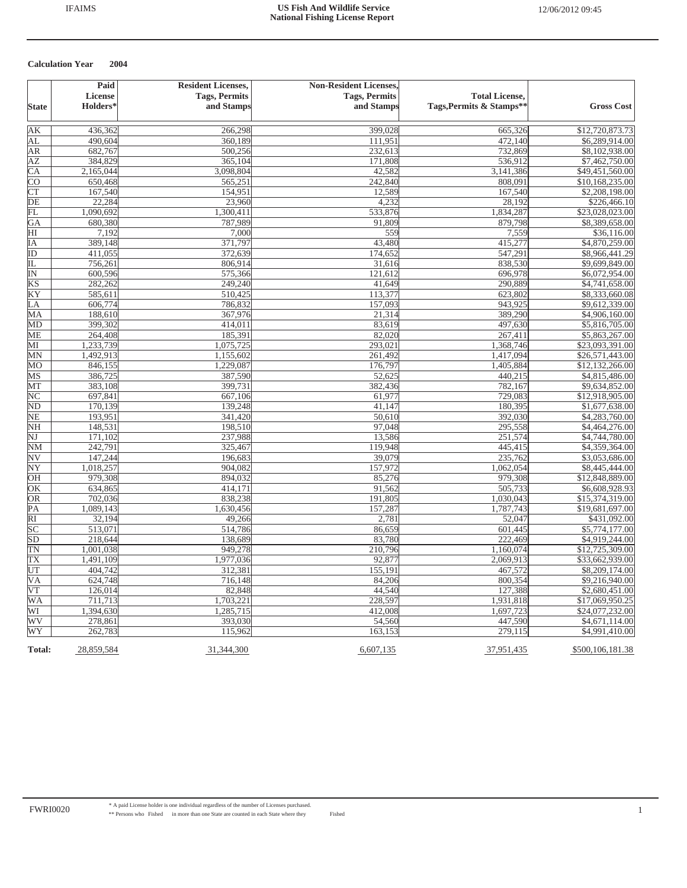**Calculation Year 2004**

| State | Paid License Holders* | Resident Licenses, Tags, Permits and Stamps | Non-Resident Licenses, Tags, Permits and Stamps | Total License, Tags,Permits & Stamps** | Gross Cost |
|---|---|---|---|---|---|
| AK | 436,362 | 266,298 | 399,028 | 665,326 | $12,720,873.73 |
| AL | 490,604 | 360,189 | 111,951 | 472,140 | $6,289,914.00 |
| AR | 682,767 | 500,256 | 232,613 | 732,869 | $8,102,938.00 |
| AZ | 384,829 | 365,104 | 171,808 | 536,912 | $7,462,750.00 |
| CA | 2,165,044 | 3,098,804 | 42,582 | 3,141,386 | $49,451,560.00 |
| CO | 650,468 | 565,251 | 242,840 | 808,091 | $10,168,235.00 |
| CT | 167,540 | 154,951 | 12,589 | 167,540 | $2,208,198.00 |
| DE | 22,284 | 23,960 | 4,232 | 28,192 | $226,466.10 |
| FL | 1,090,692 | 1,300,411 | 533,876 | 1,834,287 | $23,028,023.00 |
| GA | 680,380 | 787,989 | 91,809 | 879,798 | $8,389,658.00 |
| HI | 7,192 | 7,000 | 559 | 7,559 | $36,116.00 |
| IA | 389,148 | 371,797 | 43,480 | 415,277 | $4,870,259.00 |
| ID | 411,055 | 372,639 | 174,652 | 547,291 | $8,966,441.29 |
| IL | 756,261 | 806,914 | 31,616 | 838,530 | $9,699,849.00 |
| IN | 600,596 | 575,366 | 121,612 | 696,978 | $6,072,954.00 |
| KS | 282,262 | 249,240 | 41,649 | 290,889 | $4,741,658.00 |
| KY | 585,611 | 510,425 | 113,377 | 623,802 | $8,333,660.08 |
| LA | 606,774 | 786,832 | 157,093 | 943,925 | $9,612,339.00 |
| MA | 188,610 | 367,976 | 21,314 | 389,290 | $4,906,160.00 |
| MD | 399,302 | 414,011 | 83,619 | 497,630 | $5,816,705.00 |
| ME | 264,408 | 185,391 | 82,020 | 267,411 | $5,863,267.00 |
| MI | 1,233,739 | 1,075,725 | 293,021 | 1,368,746 | $23,093,391.00 |
| MN | 1,492,913 | 1,155,602 | 261,492 | 1,417,094 | $26,571,443.00 |
| MO | 846,155 | 1,229,087 | 176,797 | 1,405,884 | $12,132,266.00 |
| MS | 386,725 | 387,590 | 52,625 | 440,215 | $4,815,486.00 |
| MT | 383,108 | 399,731 | 382,436 | 782,167 | $9,634,852.00 |
| NC | 697,841 | 667,106 | 61,977 | 729,083 | $12,918,905.00 |
| ND | 170,139 | 139,248 | 41,147 | 180,395 | $1,677,638.00 |
| NE | 193,951 | 341,420 | 50,610 | 392,030 | $4,283,760.00 |
| NH | 148,531 | 198,510 | 97,048 | 295,558 | $4,464,276.00 |
| NJ | 171,102 | 237,988 | 13,586 | 251,574 | $4,744,780.00 |
| NM | 242,791 | 325,467 | 119,948 | 445,415 | $4,359,364.00 |
| NV | 147,244 | 196,683 | 39,079 | 235,762 | $3,053,686.00 |
| NY | 1,018,257 | 904,082 | 157,972 | 1,062,054 | $8,445,444.00 |
| OH | 979,308 | 894,032 | 85,276 | 979,308 | $12,848,889.00 |
| OK | 634,865 | 414,171 | 91,562 | 505,733 | $6,608,928.93 |
| OR | 702,036 | 838,238 | 191,805 | 1,030,043 | $15,374,319.00 |
| PA | 1,089,143 | 1,630,456 | 157,287 | 1,787,743 | $19,681,697.00 |
| RI | 32,194 | 49,266 | 2,781 | 52,047 | $431,092.00 |
| SC | 513,071 | 514,786 | 86,659 | 601,445 | $5,774,177.00 |
| SD | 218,644 | 138,689 | 83,780 | 222,469 | $4,919,244.00 |
| TN | 1,001,038 | 949,278 | 210,796 | 1,160,074 | $12,725,309.00 |
| TX | 1,491,109 | 1,977,036 | 92,877 | 2,069,913 | $33,662,939.00 |
| UT | 404,742 | 312,381 | 155,191 | 467,572 | $8,209,174.00 |
| VA | 624,748 | 716,148 | 84,206 | 800,354 | $9,216,940.00 |
| VT | 126,014 | 82,848 | 44,540 | 127,388 | $2,680,451.00 |
| WA | 711,713 | 1,703,221 | 228,597 | 1,931,818 | $17,069,950.25 |
| WI | 1,394,630 | 1,285,715 | 412,008 | 1,697,723 | $24,077,232.00 |
| WV | 278,861 | 393,030 | 54,560 | 447,590 | $4,671,114.00 |
| WY | 262,783 | 115,962 | 163,153 | 279,115 | $4,991,410.00 |
| **Total:** | 28,859,584 | 31,344,300 | 6,607,135 | 37,951,435 | $500,106,181.38 |

\* A paid License holder is one individual regardless of the number of Licenses purchased.

\*\* Persons who Fished in more than one State are counted in each State where they Fished